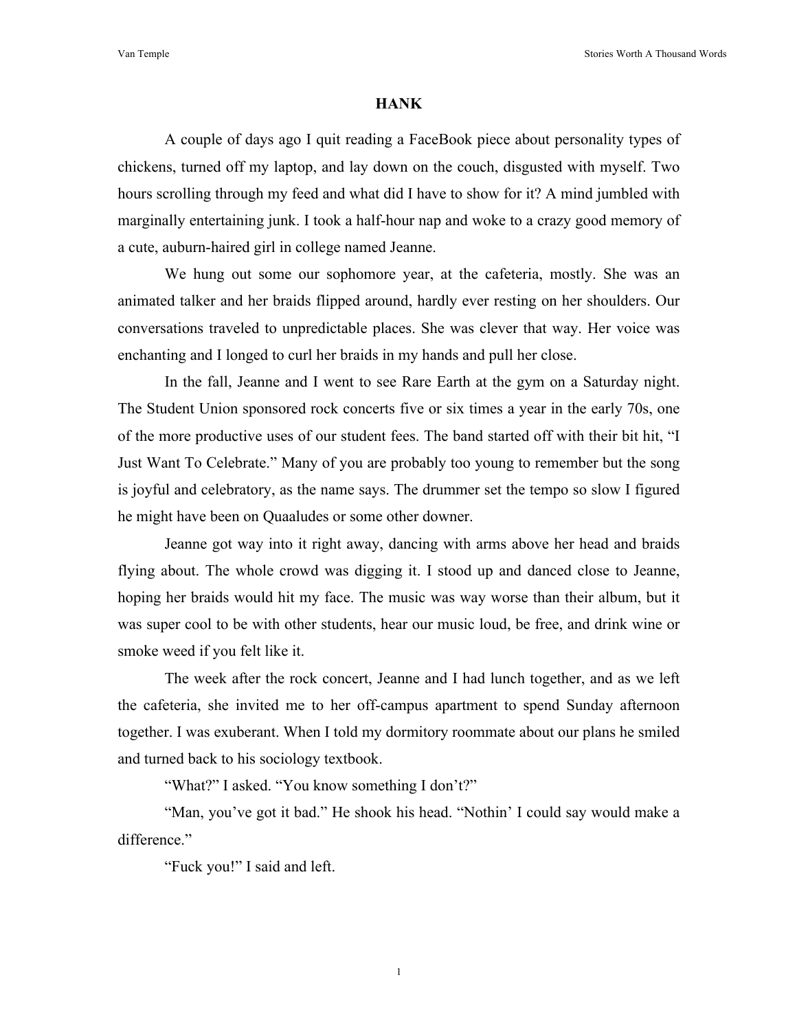# HANK

A couple of days ago I quit reading a FaceBook piece about personality types of chickens, turned off my laptop, and lay down on the couch, disgusted with myself. Two hours scrolling through my feed and what did I have to show for it? A mind jumbled with marginally entertaining junk. I took a half-hour nap and woke to a crazy good memory of a cute, auburn-haired girl in college named Jeanne.

We hung out some our sophomore year, at the cafeteria, mostly. She was an animated talker and her braids flipped around, hardly ever resting on her shoulders. Our conversations traveled to unpredictable places. She was clever that way. Her voice was enchanting and I longed to curl her braids in my hands and pull her close.

In the fall, Jeanne and I went to see Rare Earth at the gym on a Saturday night. The Student Union sponsored rock concerts five or six times a year in the early 70s, one of the more productive uses of our student fees. The band started off with their bit hit, "I Just Want To Celebrate." Many of you are probably too young to remember but the song is joyful and celebratory, as the name says. The drummer set the tempo so slow I figured he might have been on Quaaludes or some other downer.

Jeanne got way into it right away, dancing with arms above her head and braids flying about. The whole crowd was digging it. I stood up and danced close to Jeanne, hoping her braids would hit my face. The music was way worse than their album, but it was super cool to be with other students, hear our music loud, be free, and drink wine or smoke weed if you felt like it.

The week after the rock concert, Jeanne and I had lunch together, and as we left the cafeteria, she invited me to her off-campus apartment to spend Sunday afternoon together. I was exuberant. When I told my dormitory roommate about our plans he smiled and turned back to his sociology textbook.

"What?" I asked. "You know something I don't?"

"Man, you've got it bad." He shook his head. "Nothin' I could say would make a difference."

"Fuck you!" I said and left.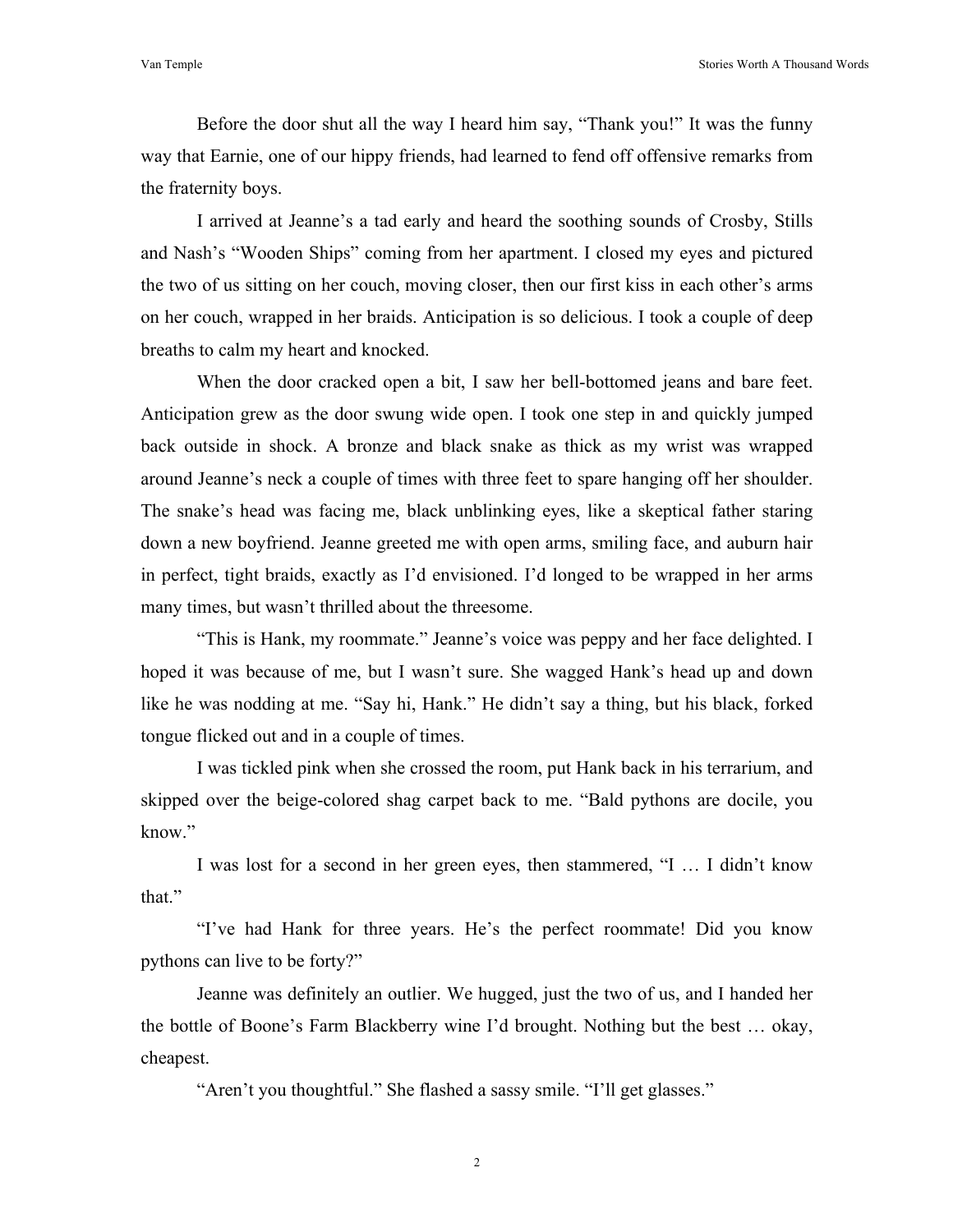Before the door shut all the way I heard him say, "Thank you!" It was the funny way that Earnie, one of our hippy friends, had learned to fend off offensive remarks from the fraternity boys.

I arrived at Jeanne's a tad early and heard the soothing sounds of Crosby, Stills and Nash's "Wooden Ships" coming from her apartment. I closed my eyes and pictured the two of us sitting on her couch, moving closer, then our first kiss in each other's arms on her couch, wrapped in her braids. Anticipation is so delicious. I took a couple of deep breaths to calm my heart and knocked.

When the door cracked open a bit, I saw her bell-bottomed jeans and bare feet. Anticipation grew as the door swung wide open. I took one step in and quickly jumped back outside in shock. A bronze and black snake as thick as my wrist was wrapped around Jeanne's neck a couple of times with three feet to spare hanging off her shoulder. The snake's head was facing me, black unblinking eyes, like a skeptical father staring down a new boyfriend. Jeanne greeted me with open arms, smiling face, and auburn hair in perfect, tight braids, exactly as I'd envisioned. I'd longed to be wrapped in her arms many times, but wasn't thrilled about the threesome.

"This is Hank, my roommate." Jeanne's voice was peppy and her face delighted. I hoped it was because of me, but I wasn't sure. She wagged Hank's head up and down like he was nodding at me. "Say hi, Hank." He didn't say a thing, but his black, forked tongue flicked out and in a couple of times.

I was tickled pink when she crossed the room, put Hank back in his terrarium, and skipped over the beige-colored shag carpet back to me. "Bald pythons are docile, you know."

I was lost for a second in her green eyes, then stammered, "I … I didn't know that."

"I've had Hank for three years. He's the perfect roommate! Did you know pythons can live to be forty?"

Jeanne was definitely an outlier. We hugged, just the two of us, and I handed her the bottle of Boone's Farm Blackberry wine I'd brought. Nothing but the best … okay, cheapest.

"Aren't you thoughtful." She flashed a sassy smile. "I'll get glasses."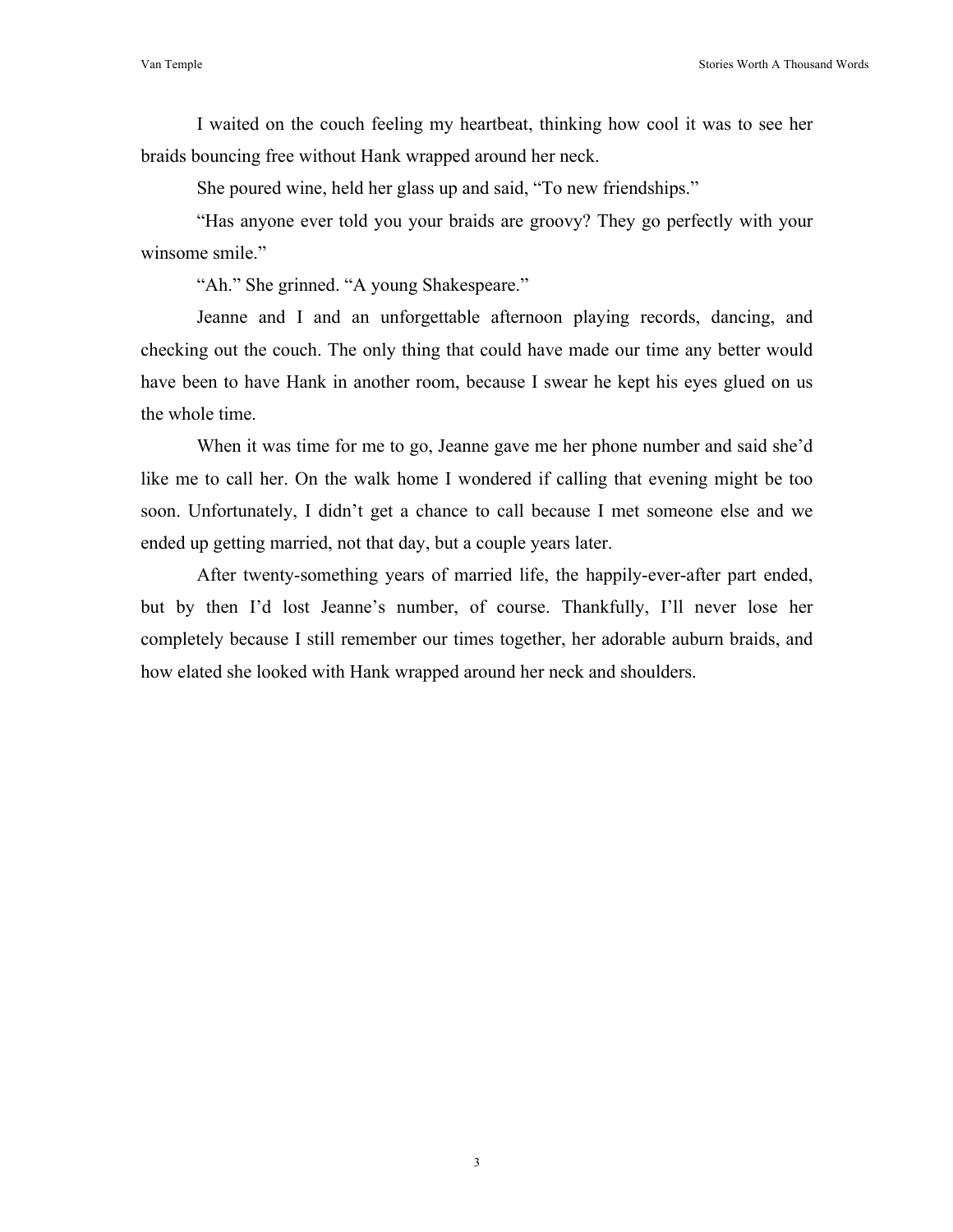I waited on the couch feeling my heartbeat, thinking how cool it was to see her braids bouncing free without Hank wrapped around her neck.

She poured wine, held her glass up and said, "To new friendships."

"Has anyone ever told you your braids are groovy? They go perfectly with your winsome smile."

"Ah." She grinned. "A young Shakespeare."

Jeanne and I and an unforgettable afternoon playing records, dancing, and checking out the couch. The only thing that could have made our time any better would have been to have Hank in another room, because I swear he kept his eyes glued on us the whole time.

When it was time for me to go, Jeanne gave me her phone number and said she'd like me to call her. On the walk home I wondered if calling that evening might be too soon. Unfortunately, I didn't get a chance to call because I met someone else and we ended up getting married, not that day, but a couple years later.

After twenty-something years of married life, the happily-ever-after part ended, but by then I'd lost Jeanne's number, of course. Thankfully, I'll never lose her completely because I still remember our times together, her adorable auburn braids, and how elated she looked with Hank wrapped around her neck and shoulders.